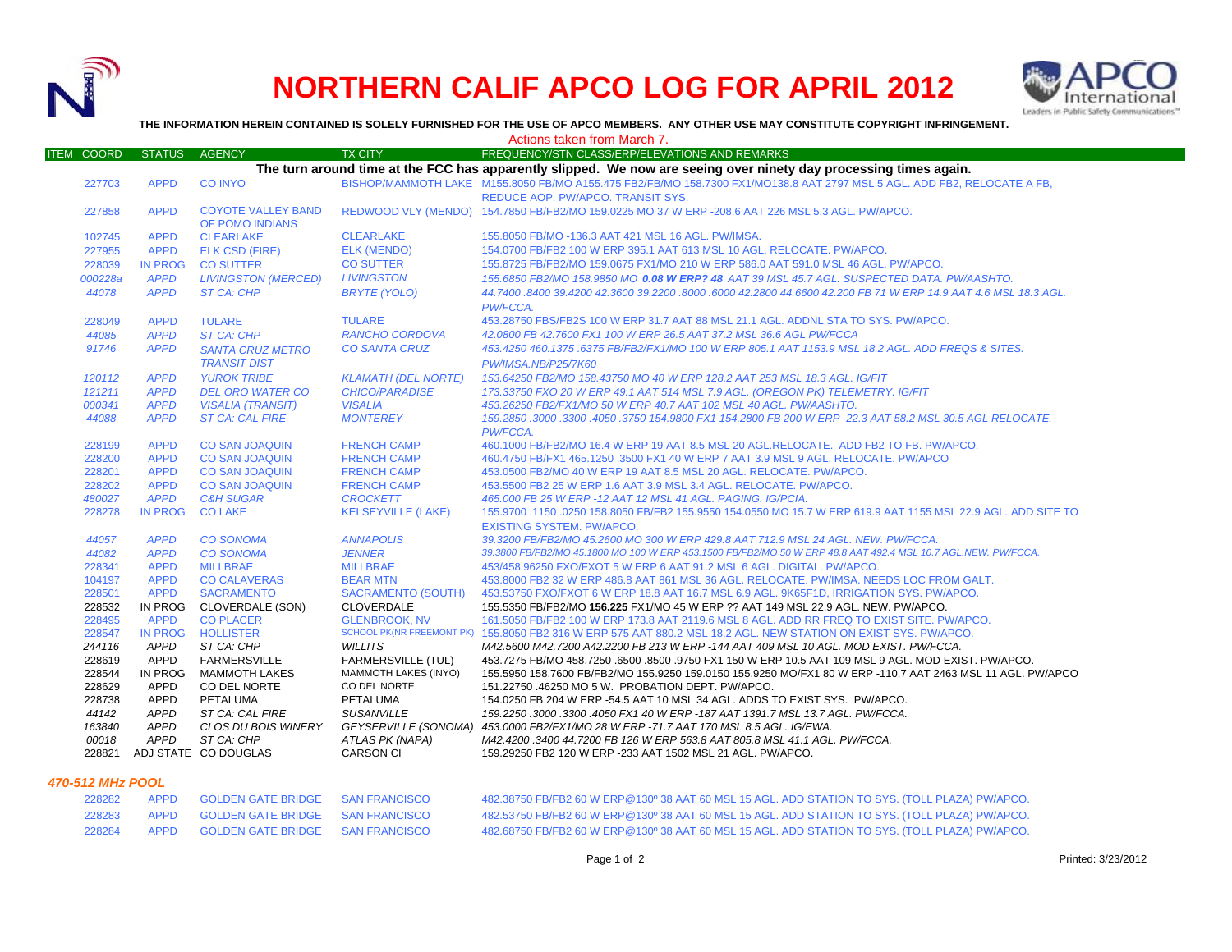# NORTHERN CALIF APCO LOG FOR APRIL 2012

**THE INFORMATION HEREIN CONTAINED IS SOLELY FURNISHED FOR THE USE OF APCO MEMBERS. ANY OTHER USE MAY CONSTITUTE COPYRIGHT INFRINGEMENT.**

Actions taken from March 7.

| ITEM COORD | STATUS | AGENCY | TX CITY | FREQUENCY/STN CLASS/ERP/ELEVATIONS AND REMARKS |
|---|---|---|---|---|
| | | | | **The turn around time at the FCC has apparently slipped. We now are seeing over ninety day processing times again.** |
| 227703 | APPD | CO INYO | BISHOP/MAMMOTH LAKE | M155.8050 FB/MO A155.475 FB2/FB/MO 158.7300 FX1/MO138.8 AAT 2797 MSL 5 AGL. ADD FB2, RELOCATE A FB, REDUCE AOP. PW/APCO. TRANSIT SYS. |
| 227858 | APPD | COYOTE VALLEY BAND OF POMO INDIANS | REDWOOD VLY (MENDO) | 154.7850 FB/FB2/MO 159.0225 MO 37 W ERP -208.6 AAT 226 MSL 5.3 AGL. PW/APCO. |
| 102745 | APPD | CLEARLAKE | CLEARLAKE | 155.8050 FB/MO -136.3 AAT 421 MSL 16 AGL. PW/IMSA. |
| 227955 | APPD | ELK CSD (FIRE) | ELK (MENDO) | 154.0700 FB/FB2 100 W ERP 395.1 AAT 613 MSL 10 AGL. RELOCATE. PW/APCO. |
| 228039 | IN PROG | CO SUTTER | CO SUTTER | 155.8725 FB/FB2/MO 159.0675 FX1/MO 210 W ERP 586.0 AAT 591.0 MSL 46 AGL. PW/APCO. |
| *000228a* | *APPD* | *LIVINGSTON (MERCED)* | *LIVINGSTON* | *155.6850 FB2/MO 158.9850 MO **0.08 W ERP? 48** AAT 39 MSL 45.7 AGL. SUSPECTED DATA. PW/AASHTO.* |
| *44078* | *APPD* | *ST CA: CHP* | *BRYTE (YOLO)* | *44.7400 .8400 39.4200 42.3600 39.2200 .8000 .6000 42.2800 44.6600 42.200 FB 71 W ERP 14.9 AAT 4.6 MSL 18.3 AGL. PW/FCCA.* |
| 228049 | APPD | TULARE | TULARE | 453.28750 FBS/FB2S 100 W ERP 31.7 AAT 88 MSL 21.1 AGL. ADDNL STA TO SYS. PW/APCO. |
| *44085* | *APPD* | *ST CA: CHP* | *RANCHO CORDOVA* | *42.0800 FB 42.7600 FX1 100 W ERP 26.5 AAT 37.2 MSL 36.6 AGL PW/FCCA* |
| *91746* | *APPD* | *SANTA CRUZ METRO TRANSIT DIST* | *CO SANTA CRUZ* | *453.4250 460.1375 .6375 FB/FB2/FX1/MO 100 W ERP 805.1 AAT 1153.9 MSL 18.2 AGL. ADD FREQS & SITES. PW/IMSA.NB/P25/7K60* |
| *120112* | *APPD* | *YUROK TRIBE* | *KLAMATH (DEL NORTE)* | *153.64250 FB2/MO 158.43750 MO 40 W ERP 128.2 AAT 253 MSL 18.3 AGL. IG/FIT* |
| *121211* | *APPD* | *DEL ORO WATER CO* | *CHICO/PARADISE* | *173.33750 FXO 20 W ERP 49.1 AAT 514 MSL 7.9 AGL. (OREGON PK) TELEMETRY. IG/FIT* |
| *000341* | *APPD* | *VISALIA (TRANSIT)* | *VISALIA* | *453.26250 FB2/FX1/MO 50 W ERP 40.7 AAT 102 MSL 40 AGL. PW/AASHTO.* |
| *44088* | *APPD* | *ST CA: CAL FIRE* | *MONTEREY* | *159.2850 .3000 .3300 .4050 .3750 154.9800 FX1 154.2800 FB 200 W ERP -22.3 AAT 58.2 MSL 30.5 AGL RELOCATE. PW/FCCA.* |
| 228199 | APPD | CO SAN JOAQUIN | FRENCH CAMP | 460.1000 FB/FB2/MO 16.4 W ERP 19 AAT 8.5 MSL 20 AGL.RELOCATE. ADD FB2 TO FB. PW/APCO. |
| 228200 | APPD | CO SAN JOAQUIN | FRENCH CAMP | 460.4750 FB/FX1 465.1250 .3500 FX1 40 W ERP 7 AAT 3.9 MSL 9 AGL. RELOCATE. PW/APCO |
| 228201 | APPD | CO SAN JOAQUIN | FRENCH CAMP | 453.0500 FB2/MO 40 W ERP 19 AAT 8.5 MSL 20 AGL. RELOCATE. PW/APCO. |
| 228202 | APPD | CO SAN JOAQUIN | FRENCH CAMP | 453.5500 FB2 25 W ERP 1.6 AAT 3.9 MSL 3.4 AGL. RELOCATE. PW/APCO. |
| *480027* | *APPD* | *C&H SUGAR* | *CROCKETT* | *465.000 FB 25 W ERP -12 AAT 12 MSL 41 AGL. PAGING. IG/PCIA.* |
| 228278 | IN PROG | CO LAKE | KELSEYVILLE (LAKE) | 155.9700 .1150 .0250 158.8050 FB/FB2 155.9550 154.0550 MO 15.7 W ERP 619.9 AAT 1155 MSL 22.9 AGL. ADD SITE TO EXISTING SYSTEM. PW/APCO. |
| *44057* | *APPD* | *CO SONOMA* | *ANNAPOLIS* | *39.3200 FB/FB2/MO 45.2600 MO 300 W ERP 429.8 AAT 712.9 MSL 24 AGL. NEW. PW/FCCA.* |
| *44082* | *APPD* | *CO SONOMA* | *JENNER* | *39.3800 FB/FB2/MO 45.1800 MO 100 W ERP 453.1500 FB/FB2/MO 50 W ERP 48.8 AAT 492.4 MSL 10.7 AGL.NEW. PW/FCCA.* |
| 228341 | APPD | MILLBRAE | MILLBRAE | 453/458.96250 FXO/FXOT 5 W ERP 6 AAT 91.2 MSL 6 AGL. DIGITAL. PW/APCO. |
| 104197 | APPD | CO CALAVERAS | BEAR MTN | 453.8000 FB2 32 W ERP 486.8 AAT 861 MSL 36 AGL. RELOCATE. PW/IMSA. NEEDS LOC FROM GALT. |
| 228501 | APPD | SACRAMENTO | SACRAMENTO (SOUTH) | 453.53750 FXO/FXOT 6 W ERP 18.8 AAT 16.7 MSL 6.9 AGL. 9K65F1D, IRRIGATION SYS. PW/APCO. |
| 228532 | IN PROG | CLOVERDALE (SON) | CLOVERDALE | 155.5350 FB/FB2/MO **156.225** FX1/MO 45 W ERP ?? AAT 149 MSL 22.9 AGL. NEW. PW/APCO. |
| 228495 | APPD | CO PLACER | GLENBROOK, NV | 161.5050 FB/FB2 100 W ERP 173.8 AAT 2119.6 MSL 8 AGL. ADD RR FREQ TO EXIST SITE. PW/APCO. |
| 228547 | IN PROG | HOLLISTER | SCHOOL PK(NR FREEMONT PK) | 155.8050 FB2 316 W ERP 575 AAT 880.2 MSL 18.2 AGL. NEW STATION ON EXIST SYS. PW/APCO. |
| *244116* | *APPD* | *ST CA: CHP* | *WILLITS* | *M42.5600 M42.7200 A42.2200 FB 213 W ERP -144 AAT 409 MSL 10 AGL. MOD EXIST. PW/FCCA.* |
| 228619 | APPD | FARMERSVILLE | FARMERSVILLE (TUL) | 453.7275 FB/MO 458.7250 .6500 .8500 .9750 FX1 150 W ERP 10.5 AAT 109 MSL 9 AGL. MOD EXIST. PW/APCO. |
| 228544 | IN PROG | MAMMOTH LAKES | MAMMOTH LAKES (INYO) | 155.5950 158.7600 FB/FB2/MO 155.9250 159.0150 155.9250 MO/FX1 80 W ERP -110.7 AAT 2463 MSL 11 AGL. PW/APCO |
| 228629 | APPD | CO DEL NORTE | CO DEL NORTE | 151.22750 .46250 MO 5 W. PROBATION DEPT. PW/APCO. |
| 228738 | APPD | PETALUMA | PETALUMA | 154.0250 FB 204 W ERP -54.5 AAT 10 MSL 34 AGL. ADDS TO EXIST SYS. PW/APCO. |
| *44142* | *APPD* | *ST CA: CAL FIRE* | *SUSANVILLE* | *159.2250 .3000 .3300 .4050 FX1 40 W ERP -187 AAT 1391.7 MSL 13.7 AGL. PW/FCCA.* |
| *163840* | *APPD* | *CLOS DU BOIS WINERY* | *GEYSERVILLE (SONOMA)* | *453.0000 FB2/FX1/MO 28 W ERP -71.7 AAT 170 MSL 8.5 AGL. IG/EWA.* |
| *00018* | *APPD* | *ST CA: CHP* | *ATLAS PK (NAPA)* | *M42.4200 .3400 44.7200 FB 126 W ERP 563.8 AAT 805.8 MSL 41.1 AGL. PW/FCCA.* |
| 228821 | ADJ STATE | CO DOUGLAS | CARSON CI | 159.29250 FB2 120 W ERP -233 AAT 1502 MSL 21 AGL. PW/APCO. |

### *470-512 MHz POOL*

| ITEM COORD | STATUS | AGENCY | TX CITY | FREQUENCY/STN CLASS/ERP/ELEVATIONS AND REMARKS |
|---|---|---|---|---|
| 228282 | APPD | GOLDEN GATE BRIDGE | SAN FRANCISCO | 482.38750 FB/FB2 60 W ERP@130º 38 AAT 60 MSL 15 AGL. ADD STATION TO SYS. (TOLL PLAZA) PW/APCO. |
| 228283 | APPD | GOLDEN GATE BRIDGE | SAN FRANCISCO | 482.53750 FB/FB2 60 W ERP@130º 38 AAT 60 MSL 15 AGL. ADD STATION TO SYS. (TOLL PLAZA) PW/APCO. |
| 228284 | APPD | GOLDEN GATE BRIDGE | SAN FRANCISCO | 482.68750 FB/FB2 60 W ERP@130º 38 AAT 60 MSL 15 AGL. ADD STATION TO SYS. (TOLL PLAZA) PW/APCO. |

Printed: 3/23/2012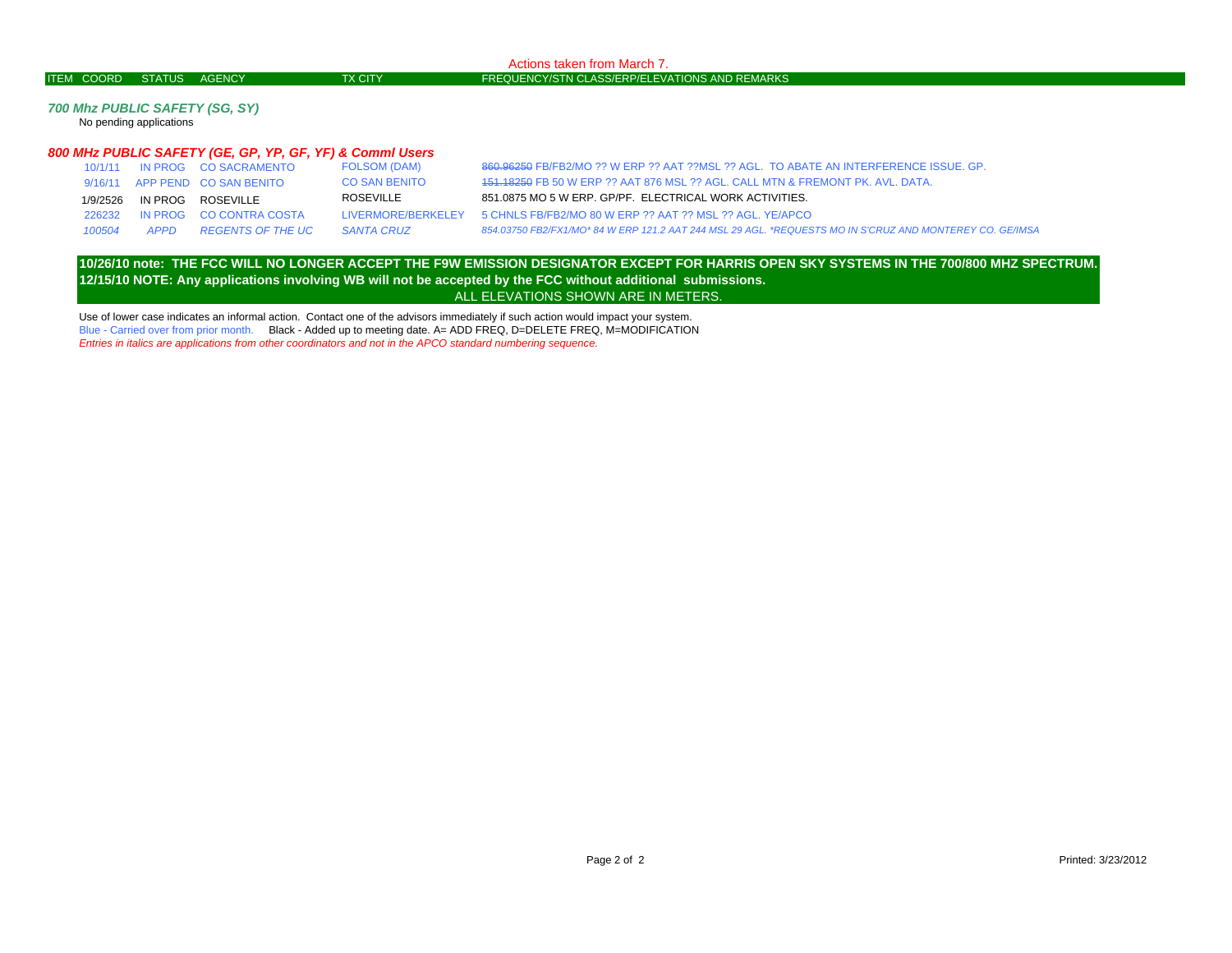Actions taken from March 7.

| ITEM | COORD | STATUS | AGENCY | TX CITY | FREQUENCY/STN CLASS/ERP/ELEVATIONS AND REMARKS |
|---|---|---|---|---|---|

### *700 Mhz PUBLIC SAFETY (SG, SY)*

No pending applications

### *800 MHz PUBLIC SAFETY (GE, GP, YP, GF, YF) & Comml Users*

| ITEM | COORD | STATUS | AGENCY | TX CITY | FREQUENCY/STN CLASS/ERP/ELEVATIONS AND REMARKS |
|---|---|---|---|---|---|
| | 10/1/11 | IN PROG | CO SACRAMENTO | FOLSOM (DAM) | ~~860.96250~~ FB/FB2/MO ?? W ERP ?? AAT ??MSL ?? AGL. TO ABATE AN INTERFERENCE ISSUE. GP. |
| | 9/16/11 | APP PEND | CO SAN BENITO | CO SAN BENITO | ~~151.18250~~ FB 50 W ERP ?? AAT 876 MSL ?? AGL. CALL MTN & FREMONT PK. AVL. DATA. |
| | 1/9/2526 | IN PROG | ROSEVILLE | ROSEVILLE | 851.0875 MO 5 W ERP. GP/PF. ELECTRICAL WORK ACTIVITIES. |
| | 226232 | IN PROG | CO CONTRA COSTA | LIVERMORE/BERKELEY | 5 CHNLS FB/FB2/MO 80 W ERP ?? AAT ?? MSL ?? AGL. YE/APCO |
| | *100504* | *APPD* | *REGENTS OF THE UC* | *SANTA CRUZ* | *854.03750 FB2/FX1/MO* 84 W ERP 121.2 AAT 244 MSL 29 AGL. *REQUESTS MO IN S'CRUZ AND MONTEREY CO. GE/IMSA* |

**10/26/10 note: THE FCC WILL NO LONGER ACCEPT THE F9W EMISSION DESIGNATOR EXCEPT FOR HARRIS OPEN SKY SYSTEMS IN THE 700/800 MHZ SPECTRUM.**
**12/15/10 NOTE: Any applications involving WB will not be accepted by the FCC without additional submissions.**
ALL ELEVATIONS SHOWN ARE IN METERS.

Use of lower case indicates an informal action. Contact one of the advisors immediately if such action would impact your system.
Blue - Carried over from prior month. Black - Added up to meeting date. A= ADD FREQ, D=DELETE FREQ, M=MODIFICATION
*Entries in italics are applications from other coordinators and not in the APCO standard numbering sequence.*

Printed: 3/23/2012